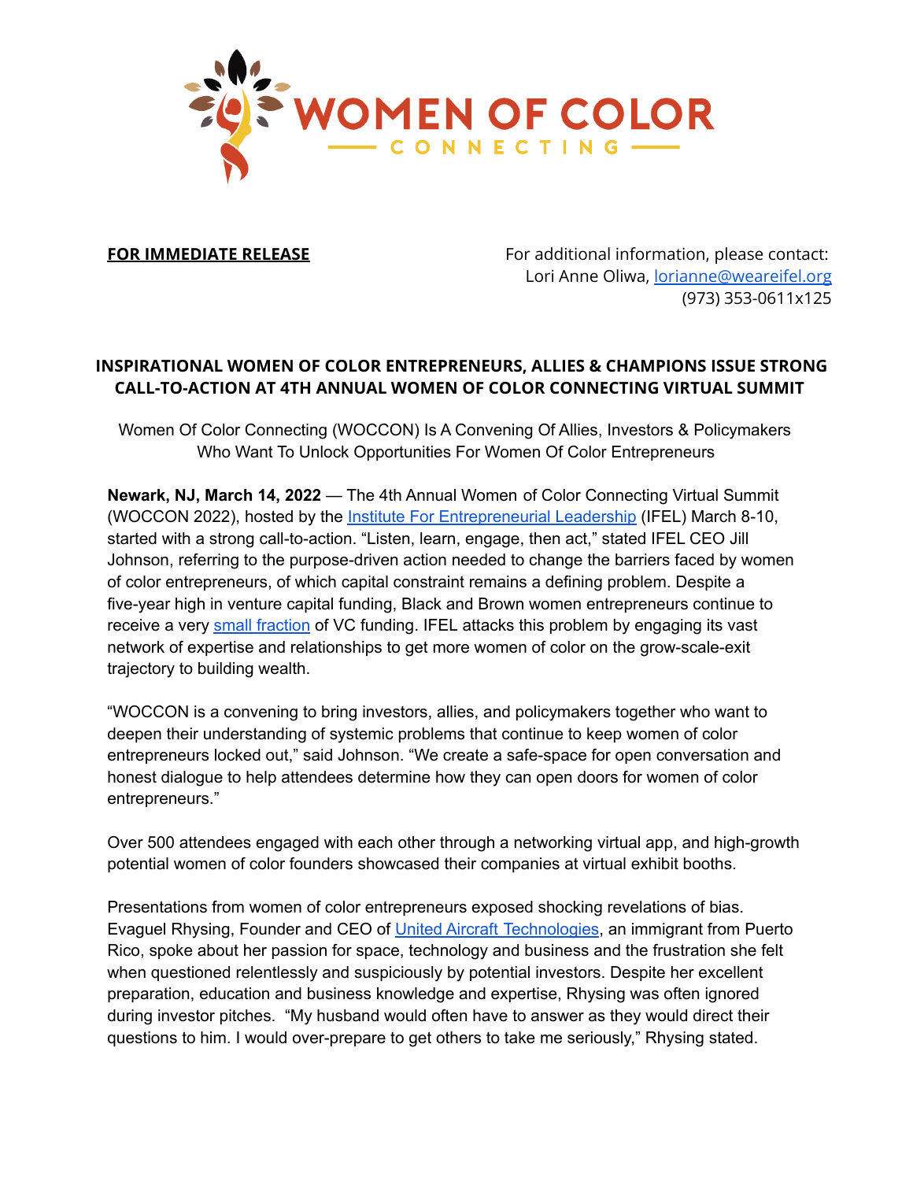**FOR IMMEDIATE RELEASE**

For additional information, please contact:
Lori Anne Oliwa, lorianne@weareifel.org
(973) 353-0611x125

## INSPIRATIONAL WOMEN OF COLOR ENTREPRENEURS, ALLIES & CHAMPIONS ISSUE STRONG CALL-TO-ACTION AT 4TH ANNUAL WOMEN OF COLOR CONNECTING VIRTUAL SUMMIT

Women Of Color Connecting (WOCCON) Is A Convening Of Allies, Investors & Policymakers Who Want To Unlock Opportunities For Women Of Color Entrepreneurs

**Newark, NJ, March 14, 2022** — The 4th Annual Women of Color Connecting Virtual Summit (WOCCON 2022), hosted by the Institute For Entrepreneurial Leadership (IFEL) March 8-10, started with a strong call-to-action. "Listen, learn, engage, then act," stated IFEL CEO Jill Johnson, referring to the purpose-driven action needed to change the barriers faced by women of color entrepreneurs, of which capital constraint remains a defining problem. Despite a five-year high in venture capital funding, Black and Brown women entrepreneurs continue to receive a very small fraction of VC funding. IFEL attacks this problem by engaging its vast network of expertise and relationships to get more women of color on the grow-scale-exit trajectory to building wealth.

"WOCCON is a convening to bring investors, allies, and policymakers together who want to deepen their understanding of systemic problems that continue to keep women of color entrepreneurs locked out," said Johnson. "We create a safe-space for open conversation and honest dialogue to help attendees determine how they can open doors for women of color entrepreneurs."

Over 500 attendees engaged with each other through a networking virtual app, and high-growth potential women of color founders showcased their companies at virtual exhibit booths.

Presentations from women of color entrepreneurs exposed shocking revelations of bias. Evaguel Rhysing, Founder and CEO of United Aircraft Technologies, an immigrant from Puerto Rico, spoke about her passion for space, technology and business and the frustration she felt when questioned relentlessly and suspiciously by potential investors. Despite her excellent preparation, education and business knowledge and expertise, Rhysing was often ignored during investor pitches. "My husband would often have to answer as they would direct their questions to him. I would over-prepare to get others to take me seriously," Rhysing stated.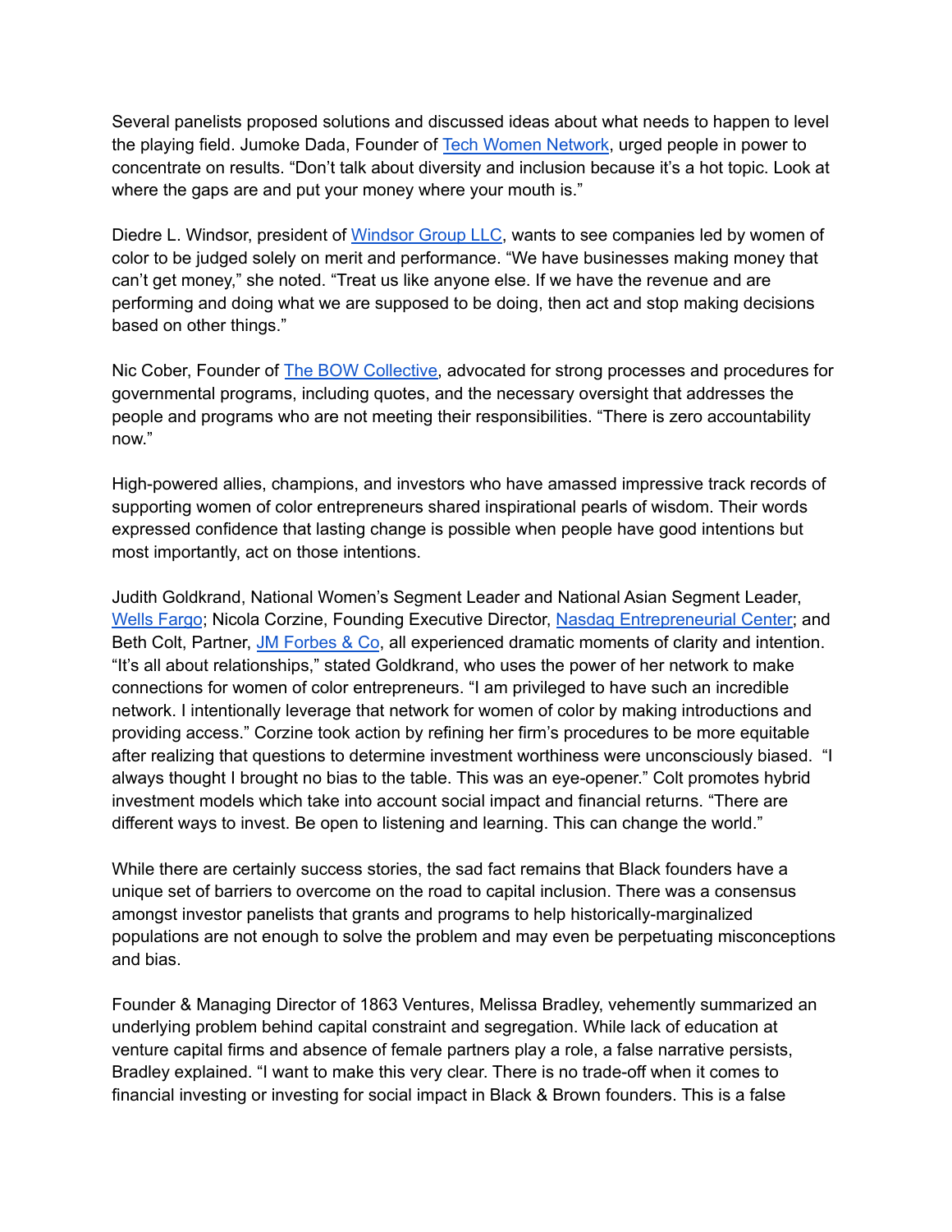Several panelists proposed solutions and discussed ideas about what needs to happen to level the playing field. Jumoke Dada, Founder of [Tech Women Network](), urged people in power to concentrate on results. "Don't talk about diversity and inclusion because it's a hot topic. Look at where the gaps are and put your money where your mouth is."

Diedre L. Windsor, president of [Windsor Group LLC](), wants to see companies led by women of color to be judged solely on merit and performance. "We have businesses making money that can't get money," she noted. "Treat us like anyone else. If we have the revenue and are performing and doing what we are supposed to be doing, then act and stop making decisions based on other things."

Nic Cober, Founder of [The BOW Collective](), advocated for strong processes and procedures for governmental programs, including quotes, and the necessary oversight that addresses the people and programs who are not meeting their responsibilities. "There is zero accountability now."

High-powered allies, champions, and investors who have amassed impressive track records of supporting women of color entrepreneurs shared inspirational pearls of wisdom. Their words expressed confidence that lasting change is possible when people have good intentions but most importantly, act on those intentions.

Judith Goldkrand, National Women's Segment Leader and National Asian Segment Leader, [Wells Fargo](); Nicola Corzine, Founding Executive Director, [Nasdaq Entrepreneurial Center](); and Beth Colt, Partner, [JM Forbes & Co](), all experienced dramatic moments of clarity and intention. "It's all about relationships," stated Goldkrand, who uses the power of her network to make connections for women of color entrepreneurs. "I am privileged to have such an incredible network. I intentionally leverage that network for women of color by making introductions and providing access." Corzine took action by refining her firm's procedures to be more equitable after realizing that questions to determine investment worthiness were unconsciously biased. "I always thought I brought no bias to the table. This was an eye-opener." Colt promotes hybrid investment models which take into account social impact and financial returns. "There are different ways to invest. Be open to listening and learning. This can change the world."

While there are certainly success stories, the sad fact remains that Black founders have a unique set of barriers to overcome on the road to capital inclusion. There was a consensus amongst investor panelists that grants and programs to help historically-marginalized populations are not enough to solve the problem and may even be perpetuating misconceptions and bias.

Founder & Managing Director of 1863 Ventures, Melissa Bradley, vehemently summarized an underlying problem behind capital constraint and segregation. While lack of education at venture capital firms and absence of female partners play a role, a false narrative persists, Bradley explained. "I want to make this very clear. There is no trade-off when it comes to financial investing or investing for social impact in Black & Brown founders. This is a false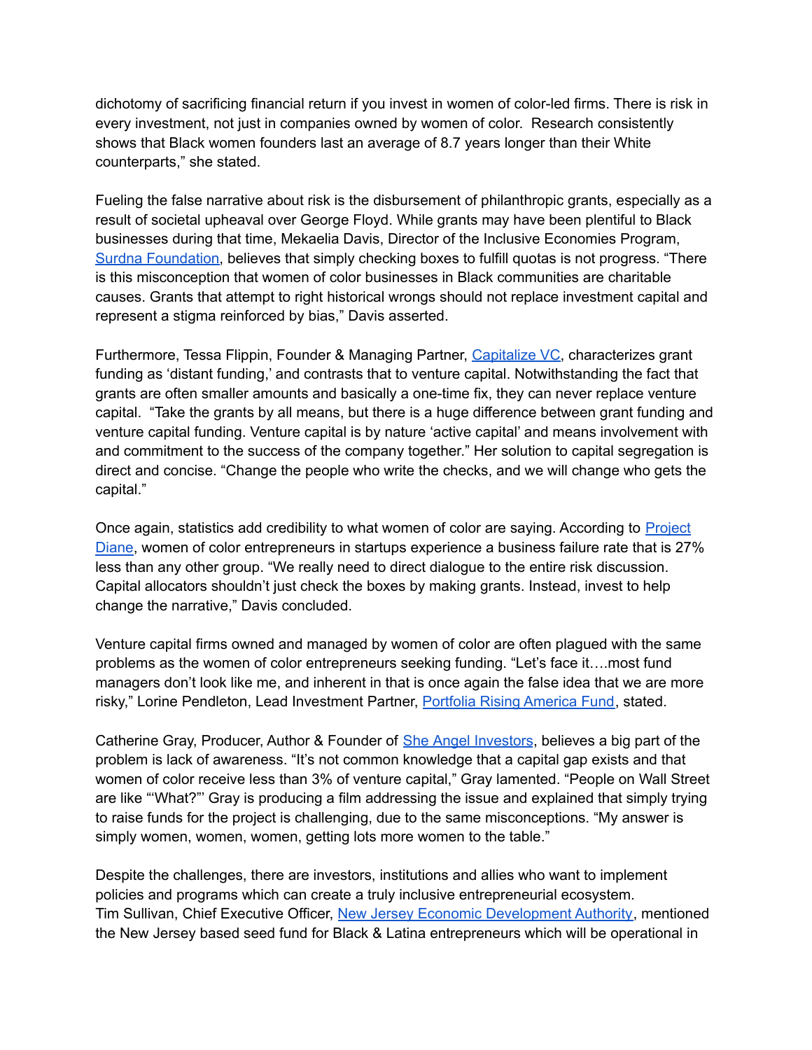dichotomy of sacrificing financial return if you invest in women of color-led firms. There is risk in every investment, not just in companies owned by women of color. Research consistently shows that Black women founders last an average of 8.7 years longer than their White counterparts," she stated.

Fueling the false narrative about risk is the disbursement of philanthropic grants, especially as a result of societal upheaval over George Floyd. While grants may have been plentiful to Black businesses during that time, Mekaelia Davis, Director of the Inclusive Economies Program, Surdna Foundation, believes that simply checking boxes to fulfill quotas is not progress. "There is this misconception that women of color businesses in Black communities are charitable causes. Grants that attempt to right historical wrongs should not replace investment capital and represent a stigma reinforced by bias," Davis asserted.

Furthermore, Tessa Flippin, Founder & Managing Partner, Capitalize VC, characterizes grant funding as 'distant funding,' and contrasts that to venture capital. Notwithstanding the fact that grants are often smaller amounts and basically a one-time fix, they can never replace venture capital. "Take the grants by all means, but there is a huge difference between grant funding and venture capital funding. Venture capital is by nature 'active capital' and means involvement with and commitment to the success of the company together." Her solution to capital segregation is direct and concise. "Change the people who write the checks, and we will change who gets the capital."

Once again, statistics add credibility to what women of color are saying. According to Project Diane, women of color entrepreneurs in startups experience a business failure rate that is 27% less than any other group. "We really need to direct dialogue to the entire risk discussion. Capital allocators shouldn't just check the boxes by making grants. Instead, invest to help change the narrative," Davis concluded.

Venture capital firms owned and managed by women of color are often plagued with the same problems as the women of color entrepreneurs seeking funding. "Let's face it….most fund managers don't look like me, and inherent in that is once again the false idea that we are more risky," Lorine Pendleton, Lead Investment Partner, Portfolia Rising America Fund, stated.

Catherine Gray, Producer, Author & Founder of She Angel Investors, believes a big part of the problem is lack of awareness. "It's not common knowledge that a capital gap exists and that women of color receive less than 3% of venture capital," Gray lamented. "People on Wall Street are like "'What?"' Gray is producing a film addressing the issue and explained that simply trying to raise funds for the project is challenging, due to the same misconceptions. "My answer is simply women, women, women, getting lots more women to the table."

Despite the challenges, there are investors, institutions and allies who want to implement policies and programs which can create a truly inclusive entrepreneurial ecosystem. Tim Sullivan, Chief Executive Officer, New Jersey Economic Development Authority, mentioned the New Jersey based seed fund for Black & Latina entrepreneurs which will be operational in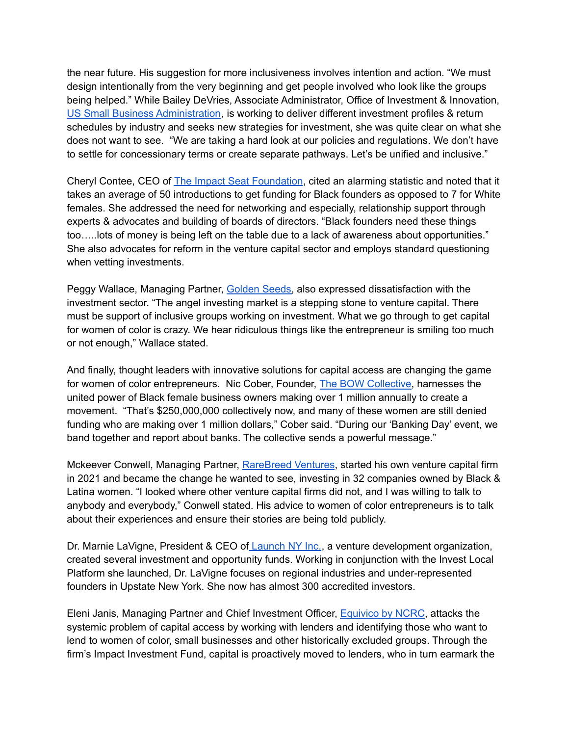the near future. His suggestion for more inclusiveness involves intention and action. "We must design intentionally from the very beginning and get people involved who look like the groups being helped." While Bailey DeVries, Associate Administrator, Office of Investment & Innovation, [US Small Business Administration](), is working to deliver different investment profiles & return schedules by industry and seeks new strategies for investment, she was quite clear on what she does not want to see. "We are taking a hard look at our policies and regulations. We don't have to settle for concessionary terms or create separate pathways. Let's be unified and inclusive."

Cheryl Contee, CEO of [The Impact Seat Foundation](), cited an alarming statistic and noted that it takes an average of 50 introductions to get funding for Black founders as opposed to 7 for White females. She addressed the need for networking and especially, relationship support through experts & advocates and building of boards of directors. "Black founders need these things too…..lots of money is being left on the table due to a lack of awareness about opportunities." She also advocates for reform in the venture capital sector and employs standard questioning when vetting investments.

Peggy Wallace, Managing Partner, [Golden Seeds](), also expressed dissatisfaction with the investment sector. "The angel investing market is a stepping stone to venture capital. There must be support of inclusive groups working on investment. What we go through to get capital for women of color is crazy. We hear ridiculous things like the entrepreneur is smiling too much or not enough," Wallace stated.

And finally, thought leaders with innovative solutions for capital access are changing the game for women of color entrepreneurs. Nic Cober, Founder, [The BOW Collective](), harnesses the united power of Black female business owners making over 1 million annually to create a movement. "That's $250,000,000 collectively now, and many of these women are still denied funding who are making over 1 million dollars," Cober said. "During our 'Banking Day' event, we band together and report about banks. The collective sends a powerful message."

Mckeever Conwell, Managing Partner, [RareBreed Ventures](), started his own venture capital firm in 2021 and became the change he wanted to see, investing in 32 companies owned by Black & Latina women. "I looked where other venture capital firms did not, and I was willing to talk to anybody and everybody," Conwell stated. His advice to women of color entrepreneurs is to talk about their experiences and ensure their stories are being told publicly.

Dr. Marnie LaVigne, President & CEO of [Launch NY Inc.](), a venture development organization, created several investment and opportunity funds. Working in conjunction with the Invest Local Platform she launched, Dr. LaVigne focuses on regional industries and under-represented founders in Upstate New York. She now has almost 300 accredited investors.

Eleni Janis, Managing Partner and Chief Investment Officer, [Equivico by NCRC](), attacks the systemic problem of capital access by working with lenders and identifying those who want to lend to women of color, small businesses and other historically excluded groups. Through the firm's Impact Investment Fund, capital is proactively moved to lenders, who in turn earmark the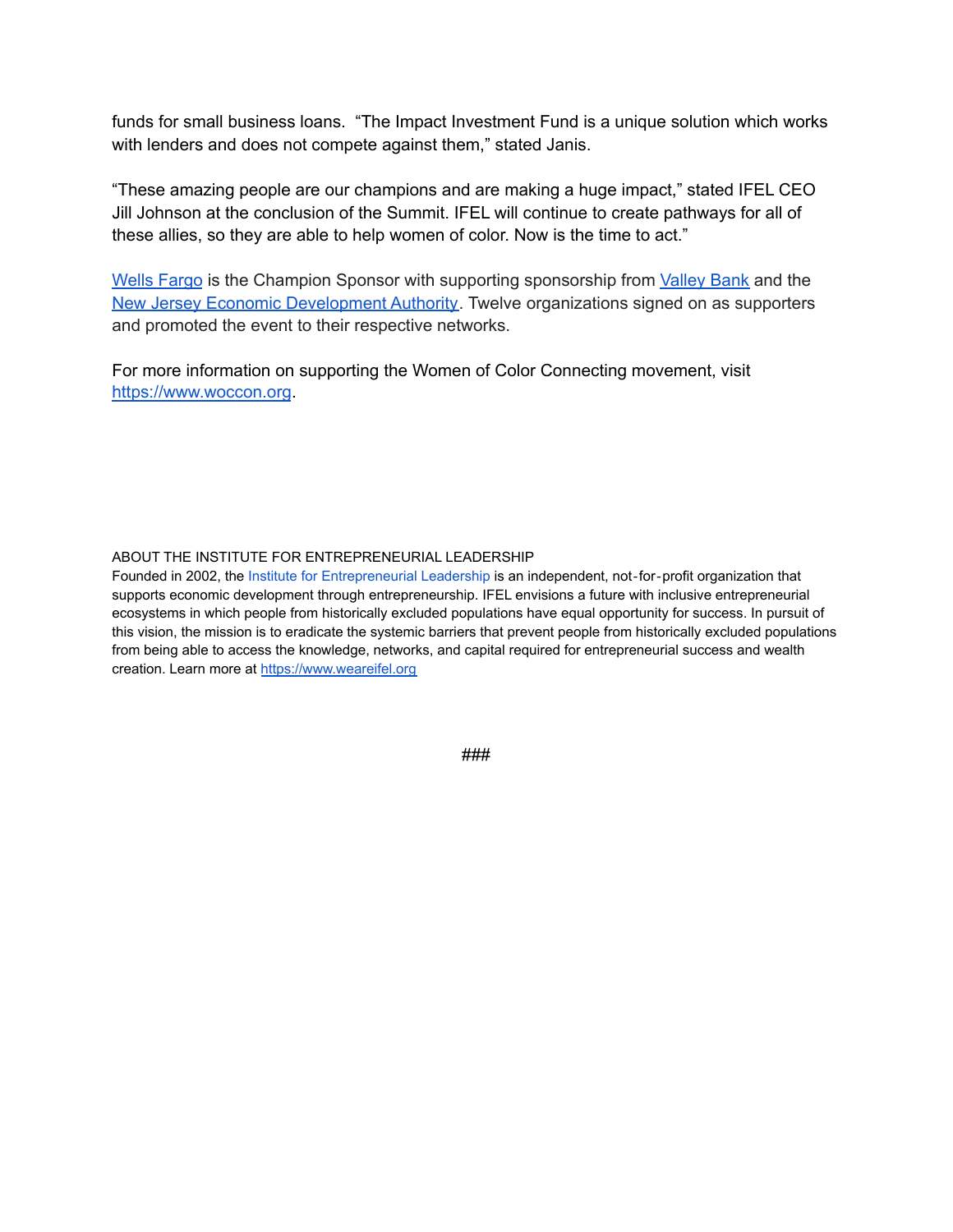funds for small business loans.  “The Impact Investment Fund is a unique solution which works with lenders and does not compete against them,” stated Janis.

“These amazing people are our champions and are making a huge impact,” stated IFEL CEO Jill Johnson at the conclusion of the Summit. IFEL will continue to create pathways for all of these allies, so they are able to help women of color. Now is the time to act.”

Wells Fargo is the Champion Sponsor with supporting sponsorship from Valley Bank and the New Jersey Economic Development Authority. Twelve organizations signed on as supporters and promoted the event to their respective networks.

For more information on supporting the Women of Color Connecting movement, visit https://www.woccon.org.

ABOUT THE INSTITUTE FOR ENTREPRENEURIAL LEADERSHIP
Founded in 2002, the Institute for Entrepreneurial Leadership is an independent, not-for-profit organization that supports economic development through entrepreneurship. IFEL envisions a future with inclusive entrepreneurial ecosystems in which people from historically excluded populations have equal opportunity for success. In pursuit of this vision, the mission is to eradicate the systemic barriers that prevent people from historically excluded populations from being able to access the knowledge, networks, and capital required for entrepreneurial success and wealth creation. Learn more at https://www.weareifel.org

###